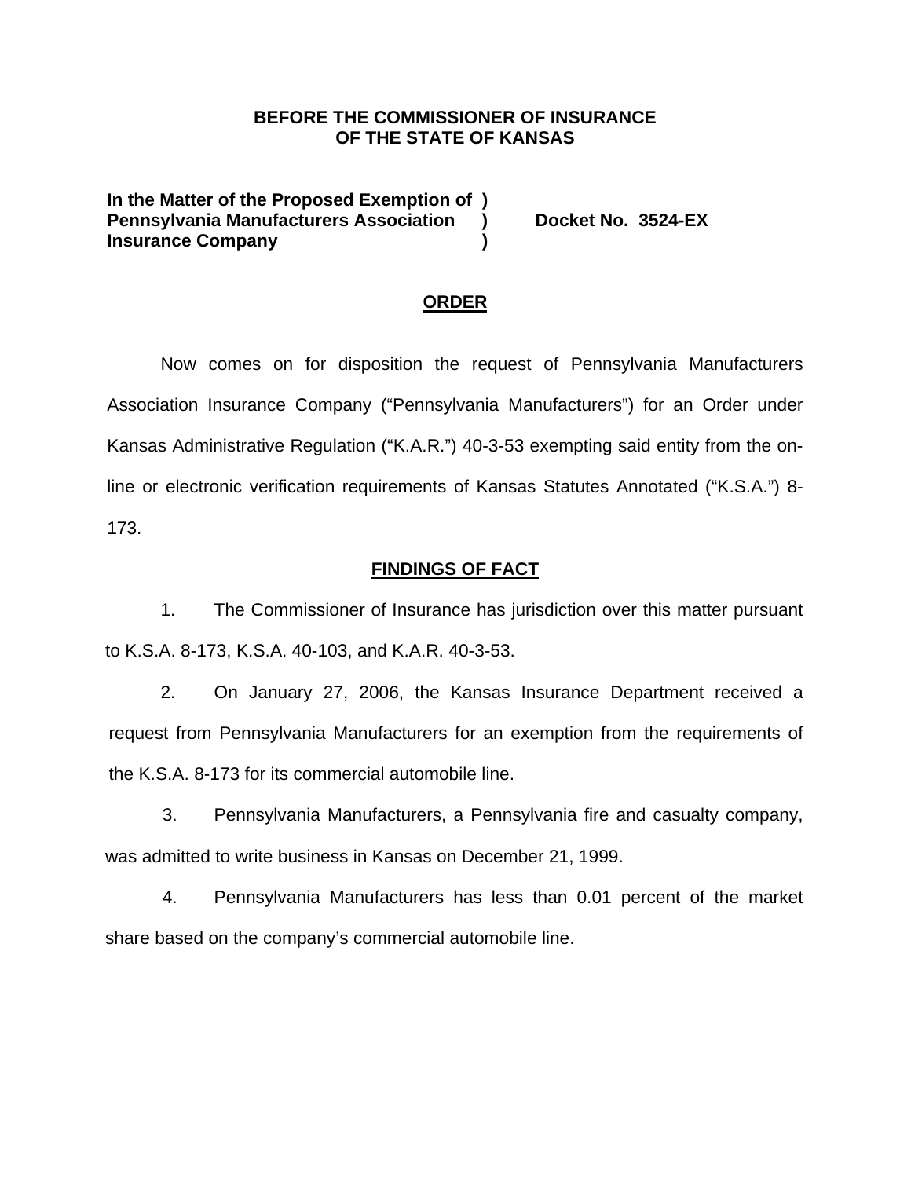**BEFORE THE COMMISSIONER OF INSURANCE**
**OF THE STATE OF KANSAS**

**In the Matter of the Proposed Exemption of )**
**Pennsylvania Manufacturers Association )   Docket No. 3524-EX**
**Insurance Company )**

## ORDER

Now comes on for disposition the request of Pennsylvania Manufacturers Association Insurance Company ("Pennsylvania Manufacturers") for an Order under Kansas Administrative Regulation ("K.A.R.") 40-3-53 exempting said entity from the on-line or electronic verification requirements of Kansas Statutes Annotated ("K.S.A.") 8-173.

## FINDINGS OF FACT

1. The Commissioner of Insurance has jurisdiction over this matter pursuant to K.S.A. 8-173, K.S.A. 40-103, and K.A.R. 40-3-53.

2. On January 27, 2006, the Kansas Insurance Department received a request from Pennsylvania Manufacturers for an exemption from the requirements of the K.S.A. 8-173 for its commercial automobile line.

3. Pennsylvania Manufacturers, a Pennsylvania fire and casualty company, was admitted to write business in Kansas on December 21, 1999.

4. Pennsylvania Manufacturers has less than 0.01 percent of the market share based on the company's commercial automobile line.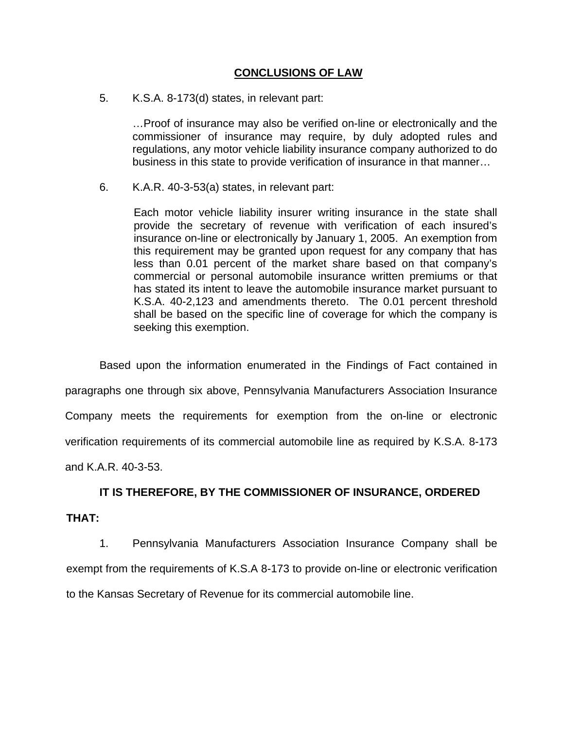## CONCLUSIONS OF LAW

5. K.S.A. 8-173(d) states, in relevant part:

> …Proof of insurance may also be verified on-line or electronically and the commissioner of insurance may require, by duly adopted rules and regulations, any motor vehicle liability insurance company authorized to do business in this state to provide verification of insurance in that manner…

6. K.A.R. 40-3-53(a) states, in relevant part:

> Each motor vehicle liability insurer writing insurance in the state shall provide the secretary of revenue with verification of each insured's insurance on-line or electronically by January 1, 2005. An exemption from this requirement may be granted upon request for any company that has less than 0.01 percent of the market share based on that company's commercial or personal automobile insurance written premiums or that has stated its intent to leave the automobile insurance market pursuant to K.S.A. 40-2,123 and amendments thereto. The 0.01 percent threshold shall be based on the specific line of coverage for which the company is seeking this exemption.

Based upon the information enumerated in the Findings of Fact contained in paragraphs one through six above, Pennsylvania Manufacturers Association Insurance Company meets the requirements for exemption from the on-line or electronic verification requirements of its commercial automobile line as required by K.S.A. 8-173 and K.A.R. 40-3-53.

**IT IS THEREFORE, BY THE COMMISSIONER OF INSURANCE, ORDERED THAT:**

1. Pennsylvania Manufacturers Association Insurance Company shall be exempt from the requirements of K.S.A 8-173 to provide on-line or electronic verification to the Kansas Secretary of Revenue for its commercial automobile line.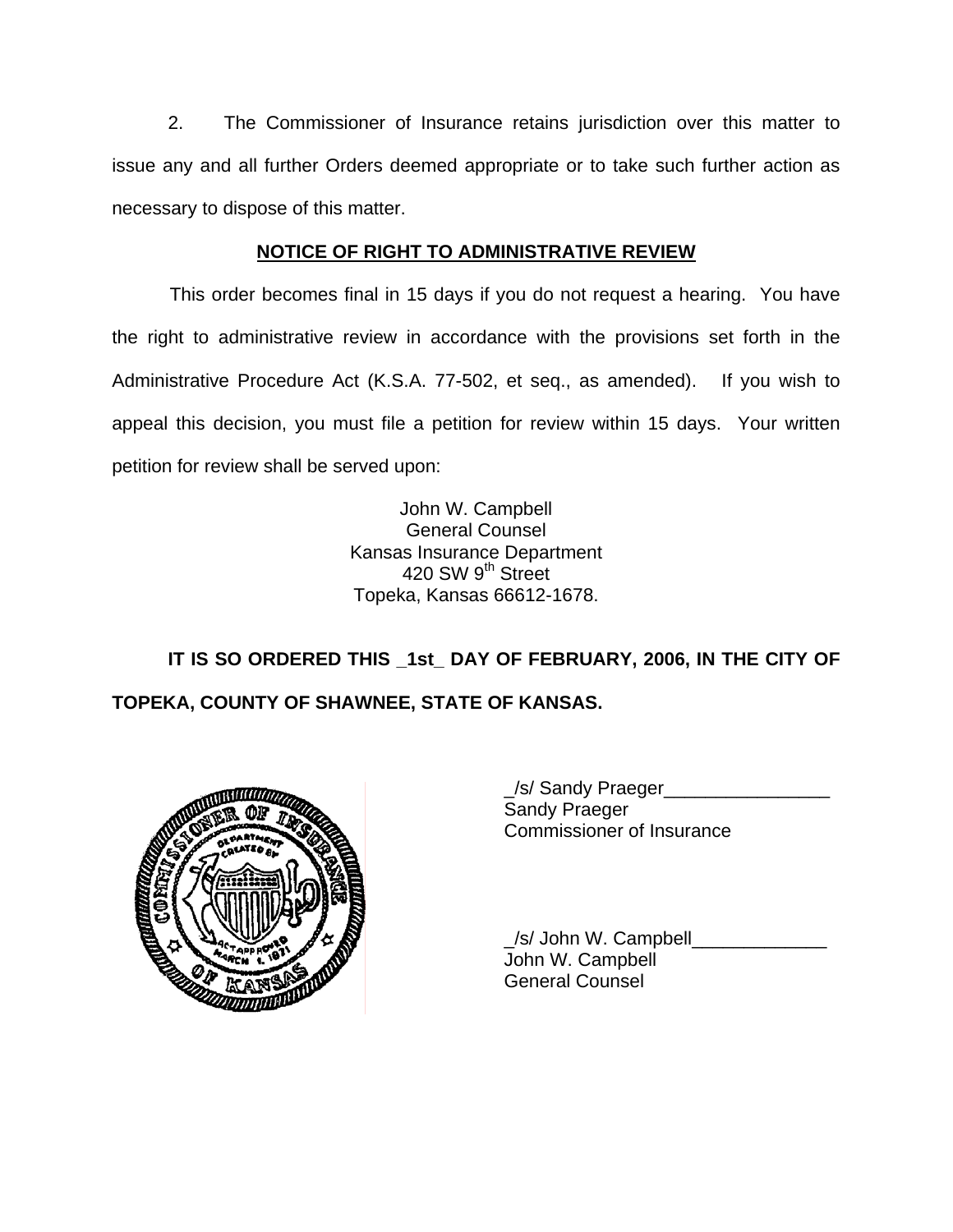2. The Commissioner of Insurance retains jurisdiction over this matter to issue any and all further Orders deemed appropriate or to take such further action as necessary to dispose of this matter.

## NOTICE OF RIGHT TO ADMINISTRATIVE REVIEW

This order becomes final in 15 days if you do not request a hearing. You have the right to administrative review in accordance with the provisions set forth in the Administrative Procedure Act (K.S.A. 77-502, et seq., as amended). If you wish to appeal this decision, you must file a petition for review within 15 days. Your written petition for review shall be served upon:

John W. Campbell
General Counsel
Kansas Insurance Department
420 SW 9th Street
Topeka, Kansas 66612-1678.

**IT IS SO ORDERED THIS _1st_ DAY OF FEBRUARY, 2006, IN THE CITY OF TOPEKA, COUNTY OF SHAWNEE, STATE OF KANSAS.**

_/s/ Sandy Praeger________________
Sandy Praeger
Commissioner of Insurance

_/s/ John W. Campbell_____________
John W. Campbell
General Counsel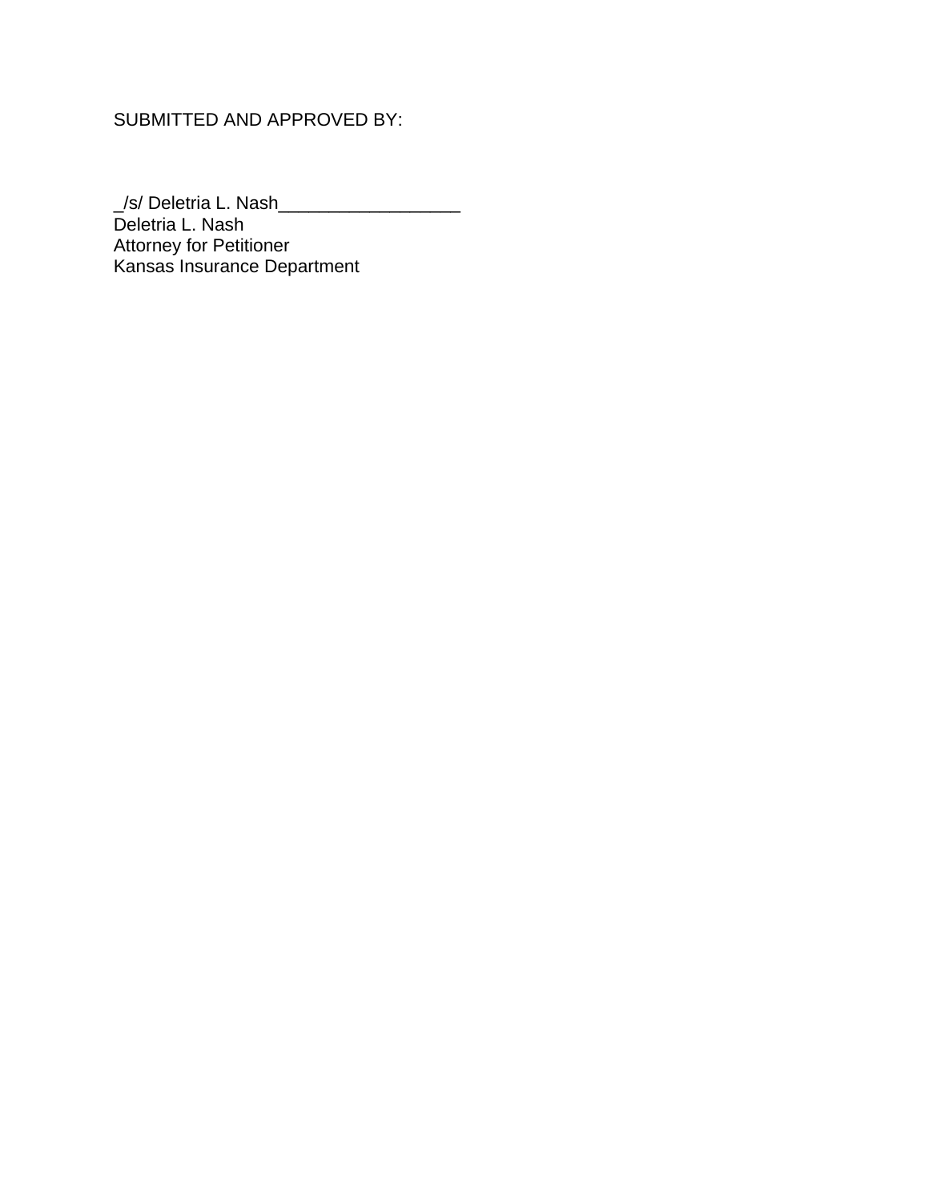SUBMITTED AND APPROVED BY:

_/s/ Deletria L. Nash__________________
Deletria L. Nash
Attorney for Petitioner
Kansas Insurance Department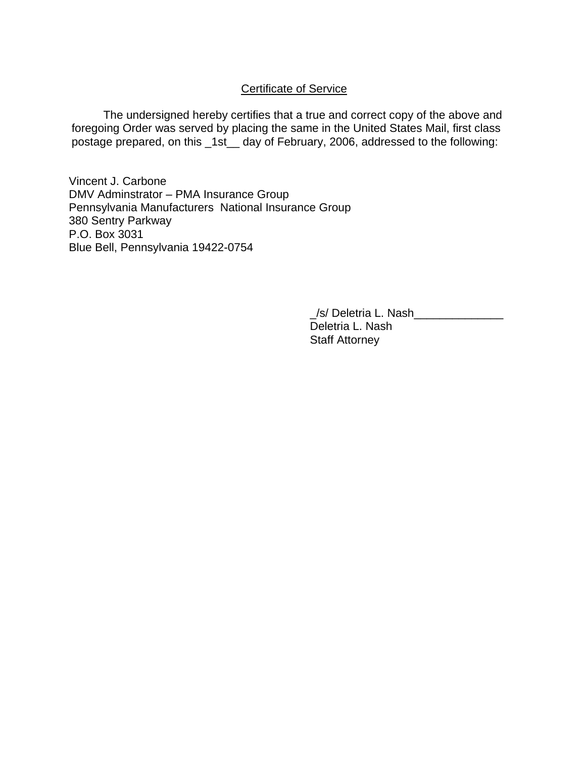<u>Certificate of Service</u>

The undersigned hereby certifies that a true and correct copy of the above and foregoing Order was served by placing the same in the United States Mail, first class postage prepared, on this _1st__ day of February, 2006, addressed to the following:

Vincent J. Carbone
DMV Adminstrator – PMA Insurance Group
Pennsylvania Manufacturers National Insurance Group
380 Sentry Parkway
P.O. Box 3031
Blue Bell, Pennsylvania 19422-0754

_/s/ Deletria L. Nash______________
Deletria L. Nash
Staff Attorney